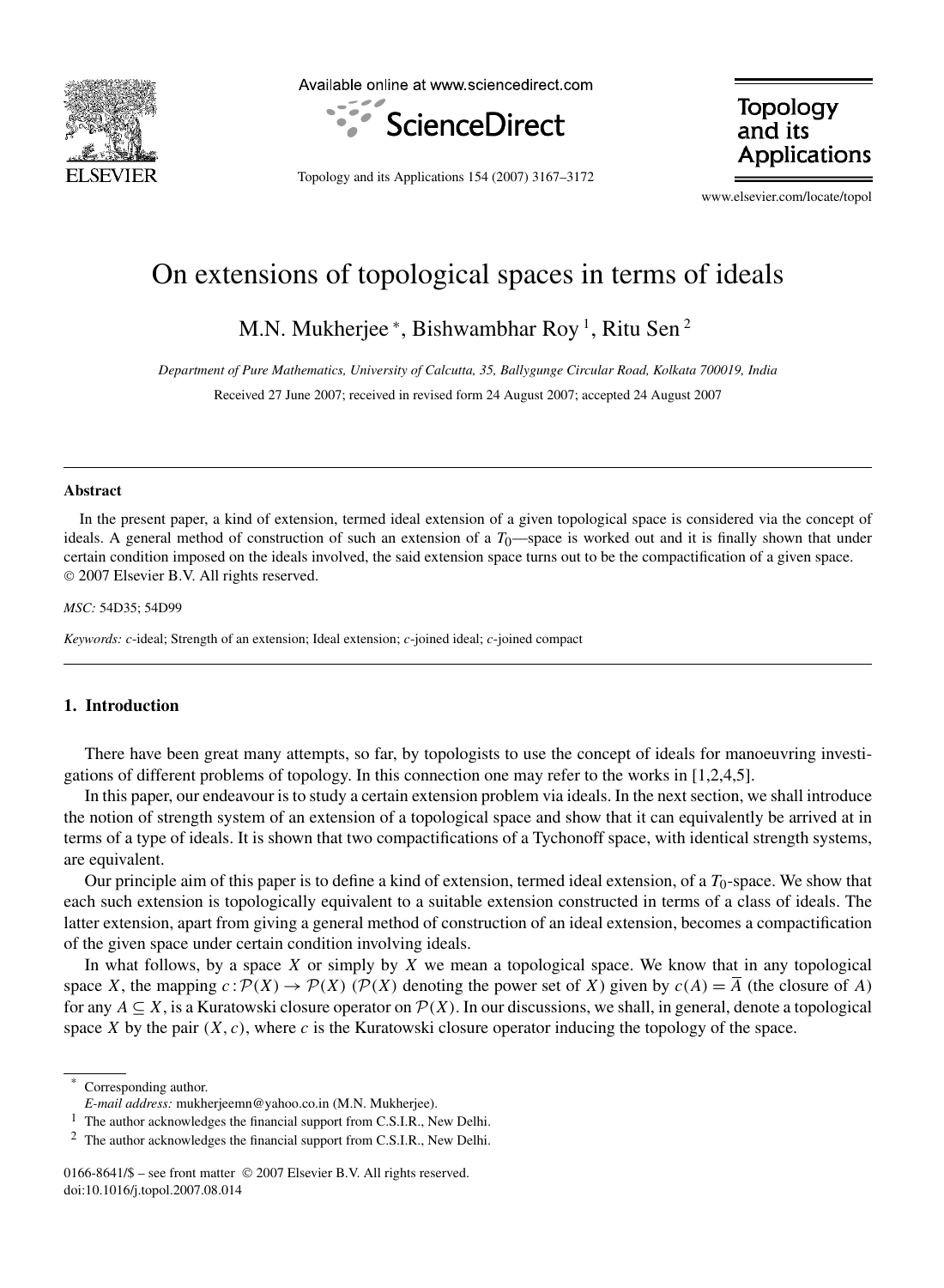# On extensions of topological spaces in terms of ideals

M.N. Mukherjee *, Bishwambhar Roy [1], Ritu Sen [2]

*Department of Pure Mathematics, University of Calcutta, 35, Ballygunge Circular Road, Kolkata 700019, India*

Received 27 June 2007; received in revised form 24 August 2007; accepted 24 August 2007

---

### Abstract

In the present paper, a kind of extension, termed ideal extension of a given topological space is considered via the concept of ideals. A general method of construction of such an extension of a $T_0$—space is worked out and it is finally shown that under certain condition imposed on the ideals involved, the said extension space turns out to be the compactification of a given space.
© 2007 Elsevier B.V. All rights reserved.

*MSC:* 54D35; 54D99

*Keywords:* *c*-ideal; Strength of an extension; Ideal extension; *c*-joined ideal; *c*-joined compact

---

## 1. Introduction

There have been great many attempts, so far, by topologists to use the concept of ideals for manoeuvring investigations of different problems of topology. In this connection one may refer to the works in [1,2,4,5].

In this paper, our endeavour is to study a certain extension problem via ideals. In the next section, we shall introduce the notion of strength system of an extension of a topological space and show that it can equivalently be arrived at in terms of a type of ideals. It is shown that two compactifications of a Tychonoff space, with identical strength systems, are equivalent.

Our principle aim of this paper is to define a kind of extension, termed ideal extension, of a $T_0$-space. We show that each such extension is topologically equivalent to a suitable extension constructed in terms of a class of ideals. The latter extension, apart from giving a general method of construction of an ideal extension, becomes a compactification of the given space under certain condition involving ideals.

In what follows, by a space $X$ or simply by $X$ we mean a topological space. We know that in any topological space $X$, the mapping $c : \mathcal{P}(X) \to \mathcal{P}(X)$ ($\mathcal{P}(X)$ denoting the power set of $X$) given by $c(A) = \overline{A}$ (the closure of $A$) for any $A \subseteq X$, is a Kuratowski closure operator on $\mathcal{P}(X)$. In our discussions, we shall, in general, denote a topological space $X$ by the pair $(X, c)$, where $c$ is the Kuratowski closure operator inducing the topology of the space.

---

\* Corresponding author.
*E-mail address:* mukherjeemn@yahoo.co.in (M.N. Mukherjee).

[1] The author acknowledges the financial support from C.S.I.R., New Delhi.

[2] The author acknowledges the financial support from C.S.I.R., New Delhi.

0166-8641/$ – see front matter © 2007 Elsevier B.V. All rights reserved.
doi:10.1016/j.topol.2007.08.014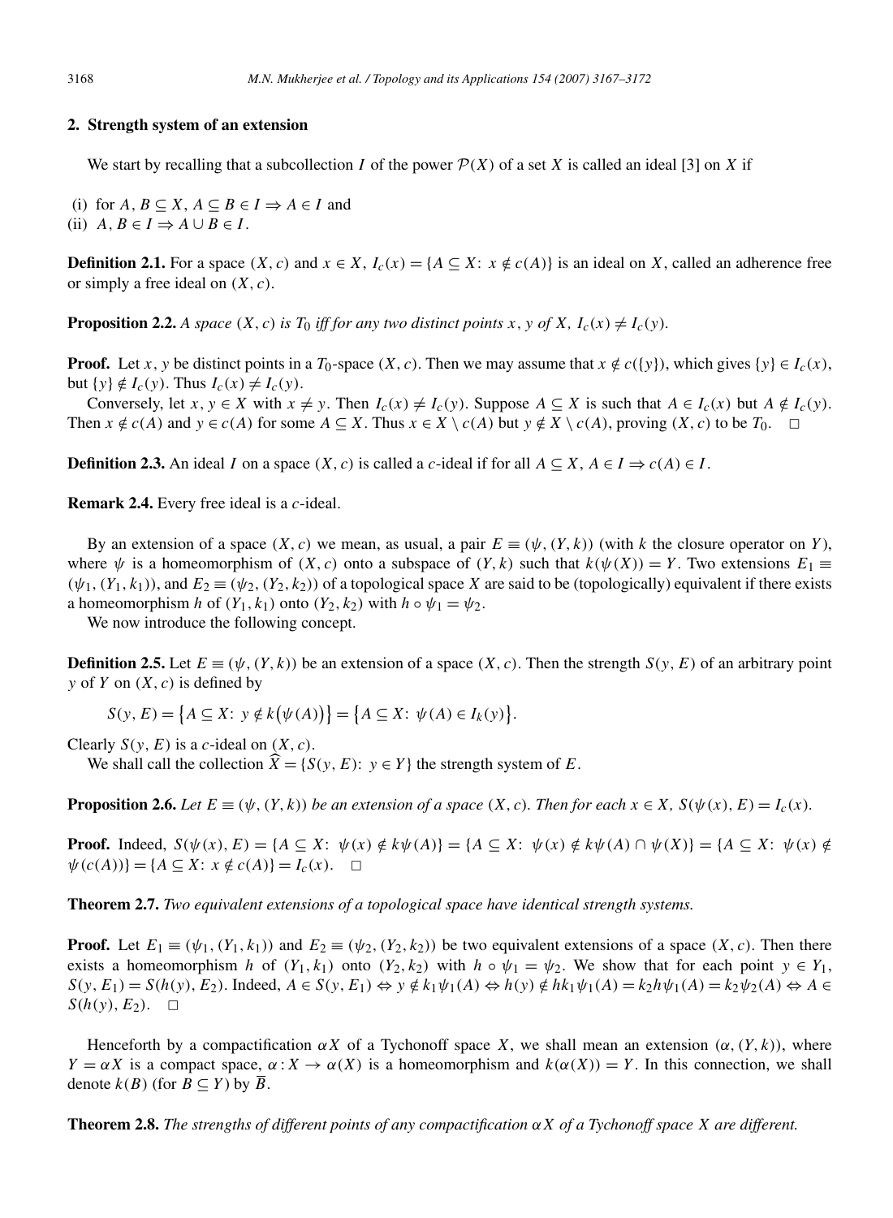## 2. Strength system of an extension

We start by recalling that a subcollection $I$ of the power $\mathcal{P}(X)$ of a set $X$ is called an ideal [3] on $X$ if

(i) for $A, B \subseteq X$, $A \subseteq B \in I \Rightarrow A \in I$ and
(ii) $A, B \in I \Rightarrow A \cup B \in I$.

**Definition 2.1.** For a space $(X, c)$ and $x \in X$, $I_c(x) = \{A \subseteq X\colon\ x \notin c(A)\}$ is an ideal on $X$, called an adherence free or simply a free ideal on $(X, c)$.

**Proposition 2.2.** *A space $(X, c)$ is $T_0$ iff for any two distinct points $x, y$ of $X$, $I_c(x) \neq I_c(y)$.*

**Proof.** Let $x, y$ be distinct points in a $T_0$-space $(X, c)$. Then we may assume that $x \notin c(\{y\})$, which gives $\{y\} \in I_c(x)$, but $\{y\} \notin I_c(y)$. Thus $I_c(x) \neq I_c(y)$.

Conversely, let $x, y \in X$ with $x \neq y$. Then $I_c(x) \neq I_c(y)$. Suppose $A \subseteq X$ is such that $A \in I_c(x)$ but $A \notin I_c(y)$. Then $x \notin c(A)$ and $y \in c(A)$ for some $A \subseteq X$. Thus $x \in X \setminus c(A)$ but $y \notin X \setminus c(A)$, proving $(X, c)$ to be $T_0$. $\square$

**Definition 2.3.** An ideal $I$ on a space $(X, c)$ is called a $c$-ideal if for all $A \subseteq X$, $A \in I \Rightarrow c(A) \in I$.

**Remark 2.4.** Every free ideal is a $c$-ideal.

By an extension of a space $(X, c)$ we mean, as usual, a pair $E \equiv (\psi, (Y, k))$ (with $k$ the closure operator on $Y$), where $\psi$ is a homeomorphism of $(X, c)$ onto a subspace of $(Y, k)$ such that $k(\psi(X)) = Y$. Two extensions $E_1 \equiv (\psi_1, (Y_1, k_1))$, and $E_2 \equiv (\psi_2, (Y_2, k_2))$ of a topological space $X$ are said to be (topologically) equivalent if there exists a homeomorphism $h$ of $(Y_1, k_1)$ onto $(Y_2, k_2)$ with $h \circ \psi_1 = \psi_2$.

We now introduce the following concept.

**Definition 2.5.** Let $E \equiv (\psi, (Y, k))$ be an extension of a space $(X, c)$. Then the strength $S(y, E)$ of an arbitrary point $y$ of $Y$ on $(X, c)$ is defined by

$$S(y, E) = \{A \subseteq X\colon\ y \notin k(\psi(A))\} = \{A \subseteq X\colon\ \psi(A) \in I_k(y)\}.$$

Clearly $S(y, E)$ is a $c$-ideal on $(X, c)$.

We shall call the collection $\widehat{X} = \{S(y, E)\colon\ y \in Y\}$ the strength system of $E$.

**Proposition 2.6.** *Let $E \equiv (\psi, (Y, k))$ be an extension of a space $(X, c)$. Then for each $x \in X$, $S(\psi(x), E) = I_c(x)$.*

**Proof.** Indeed, $S(\psi(x), E) = \{A \subseteq X\colon\ \psi(x) \notin k\psi(A)\} = \{A \subseteq X\colon\ \psi(x) \notin k\psi(A) \cap \psi(X)\} = \{A \subseteq X\colon\ \psi(x) \notin \psi(c(A))\} = \{A \subseteq X\colon\ x \notin c(A)\} = I_c(x)$. $\square$

**Theorem 2.7.** *Two equivalent extensions of a topological space have identical strength systems.*

**Proof.** Let $E_1 \equiv (\psi_1, (Y_1, k_1))$ and $E_2 \equiv (\psi_2, (Y_2, k_2))$ be two equivalent extensions of a space $(X, c)$. Then there exists a homeomorphism $h$ of $(Y_1, k_1)$ onto $(Y_2, k_2)$ with $h \circ \psi_1 = \psi_2$. We show that for each point $y \in Y_1$, $S(y, E_1) = S(h(y), E_2)$. Indeed, $A \in S(y, E_1) \Leftrightarrow y \notin k_1\psi_1(A) \Leftrightarrow h(y) \notin hk_1\psi_1(A) = k_2h\psi_1(A) = k_2\psi_2(A) \Leftrightarrow A \in S(h(y), E_2)$. $\square$

Henceforth by a compactification $\alpha X$ of a Tychonoff space $X$, we shall mean an extension $(\alpha, (Y, k))$, where $Y = \alpha X$ is a compact space, $\alpha : X \to \alpha(X)$ is a homeomorphism and $k(\alpha(X)) = Y$. In this connection, we shall denote $k(B)$ (for $B \subseteq Y$) by $\overline{B}$.

**Theorem 2.8.** *The strengths of different points of any compactification $\alpha X$ of a Tychonoff space $X$ are different.*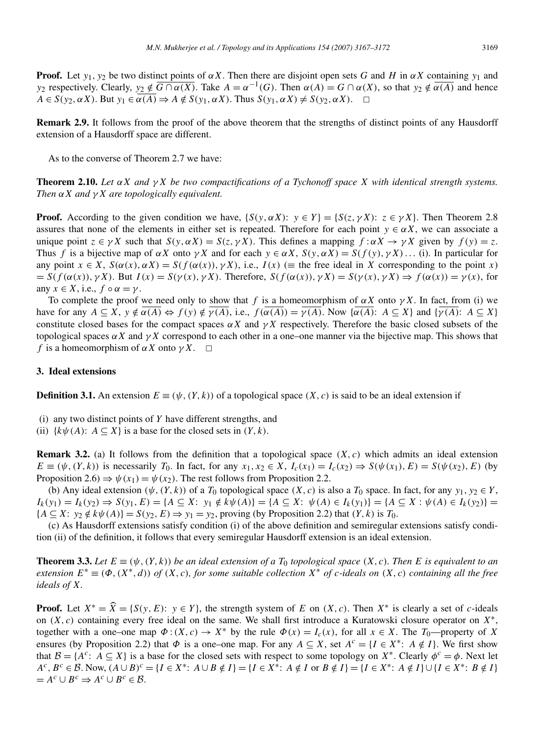**Proof.** Let $y_1, y_2$ be two distinct points of $\alpha X$. Then there are disjoint open sets $G$ and $H$ in $\alpha X$ containing $y_1$ and $y_2$ respectively. Clearly, $y_2 \notin \overline{G \cap \alpha(X)}$. Take $A = \alpha^{-1}(G)$. Then $\alpha(A) = G \cap \alpha(X)$, so that $y_2 \notin \overline{\alpha(A)}$ and hence $A \in S(y_2, \alpha X)$. But $y_1 \in \overline{\alpha(A)} \Rightarrow A \notin S(y_1, \alpha X)$. Thus $S(y_1, \alpha X) \neq S(y_2, \alpha X)$. $\square$

**Remark 2.9.** It follows from the proof of the above theorem that the strengths of distinct points of any Hausdorff extension of a Hausdorff space are different.

As to the converse of Theorem 2.7 we have:

**Theorem 2.10.** *Let $\alpha X$ and $\gamma X$ be two compactifications of a Tychonoff space $X$ with identical strength systems. Then $\alpha X$ and $\gamma X$ are topologically equivalent.*

**Proof.** According to the given condition we have, $\{S(y, \alpha X)\colon\ y \in Y\} = \{S(z, \gamma X)\colon\ z \in \gamma X\}$. Then Theorem 2.8 assures that none of the elements in either set is repeated. Therefore for each point $y \in \alpha X$, we can associate a unique point $z \in \gamma X$ such that $S(y, \alpha X) = S(z, \gamma X)$. This defines a mapping $f : \alpha X \to \gamma X$ given by $f(y) = z$. Thus $f$ is a bijective map of $\alpha X$ onto $\gamma X$ and for each $y \in \alpha X$, $S(y, \alpha X) = S(f(y), \gamma X) \ldots$ (i). In particular for any point $x \in X$, $S(\alpha(x), \alpha X) = S(f(\alpha(x)), \gamma X)$, i.e., $I(x)$ ($\equiv$ the free ideal in $X$ corresponding to the point $x$) $= S(f(\alpha(x)), \gamma X)$. But $I(x) = S(\gamma(x), \gamma X)$. Therefore, $S(f(\alpha(x)), \gamma X) = S(\gamma(x), \gamma X) \Rightarrow f(\alpha(x)) = \gamma(x)$, for any $x \in X$, i.e., $f \circ \alpha = \gamma$.

To complete the proof we need only to show that $f$ is a homeomorphism of $\alpha X$ onto $\gamma X$. In fact, from (i) we have for any $A \subseteq X$, $y \notin \overline{\alpha(A)} \Leftrightarrow f(y) \notin \overline{\gamma(A)}$, i.e., $f(\overline{\alpha(A)}) = \overline{\gamma(A)}$. Now $\{\overline{\alpha(A)}\colon\ A \subseteq X\}$ and $\{\overline{\gamma(A)}\colon\ A \subseteq X\}$ constitute closed bases for the compact spaces $\alpha X$ and $\gamma X$ respectively. Therefore the basic closed subsets of the topological spaces $\alpha X$ and $\gamma X$ correspond to each other in a one–one manner via the bijective map. This shows that $f$ is a homeomorphism of $\alpha X$ onto $\gamma X$. $\square$

## 3. Ideal extensions

**Definition 3.1.** An extension $E \equiv (\psi, (Y, k))$ of a topological space $(X, c)$ is said to be an ideal extension if

(i) any two distinct points of $Y$ have different strengths, and
(ii) $\{k\psi(A)\colon\ A \subseteq X\}$ is a base for the closed sets in $(Y, k)$.

**Remark 3.2.** (a) It follows from the definition that a topological space $(X, c)$ which admits an ideal extension $E \equiv (\psi, (Y, k))$ is necessarily $T_0$. In fact, for any $x_1, x_2 \in X$, $I_c(x_1) = I_c(x_2) \Rightarrow S(\psi(x_1), E) = S(\psi(x_2), E)$ (by Proposition 2.6) $\Rightarrow \psi(x_1) = \psi(x_2)$. The rest follows from Proposition 2.2.

(b) Any ideal extension $(\psi, (Y, k))$ of a $T_0$ topological space $(X, c)$ is also a $T_0$ space. In fact, for any $y_1, y_2 \in Y$, $I_k(y_1) = I_k(y_2) \Rightarrow S(y_1, E) = \{A \subseteq X\colon\ y_1 \notin k\psi(A)\} = \{A \subseteq X\colon\ \psi(A) \in I_k(y_1)\} = \{A \subseteq X : \psi(A) \in I_k(y_2)\} = \{A \subseteq X\colon\ y_2 \notin k\psi(A)\} = S(y_2, E) \Rightarrow y_1 = y_2$, proving (by Proposition 2.2) that $(Y, k)$ is $T_0$.

(c) As Hausdorff extensions satisfy condition (i) of the above definition and semiregular extensions satisfy condition (ii) of the definition, it follows that every semiregular Hausdorff extension is an ideal extension.

**Theorem 3.3.** *Let $E \equiv (\psi, (Y, k))$ be an ideal extension of a $T_0$ topological space $(X, c)$. Then $E$ is equivalent to an extension $E^* \equiv (\Phi, (X^*, d))$ of $(X, c)$, for some suitable collection $X^*$ of $c$-ideals on $(X, c)$ containing all the free ideals of $X$.*

**Proof.** Let $X^* = \widehat{X} = \{S(y, E)\colon\ y \in Y\}$, the strength system of $E$ on $(X, c)$. Then $X^*$ is clearly a set of $c$-ideals on $(X, c)$ containing every free ideal on the same. We shall first introduce a Kuratowski closure operator on $X^*$, together with a one–one map $\Phi : (X, c) \to X^*$ by the rule $\Phi(x) = I_c(x)$, for all $x \in X$. The $T_0$—property of $X$ ensures (by Proposition 2.2) that $\Phi$ is a one–one map. For any $A \subseteq X$, set $A^c = \{I \in X^*\colon\ A \notin I\}$. We first show that $\mathcal{B} = \{A^c\colon\ A \subseteq X\}$ is a base for the closed sets with respect to some topology on $X^*$. Clearly $\phi^c = \phi$. Next let $A^c, B^c \in \mathcal{B}$. Now, $(A \cup B)^c = \{I \in X^*\colon\ A \cup B \notin I\} = \{I \in X^*\colon\ A \notin I$ or $B \notin I\} = \{I \in X^*\colon\ A \notin I\} \cup \{I \in X^*\colon\ B \notin I\} = A^c \cup B^c \Rightarrow A^c \cup B^c \in \mathcal{B}$.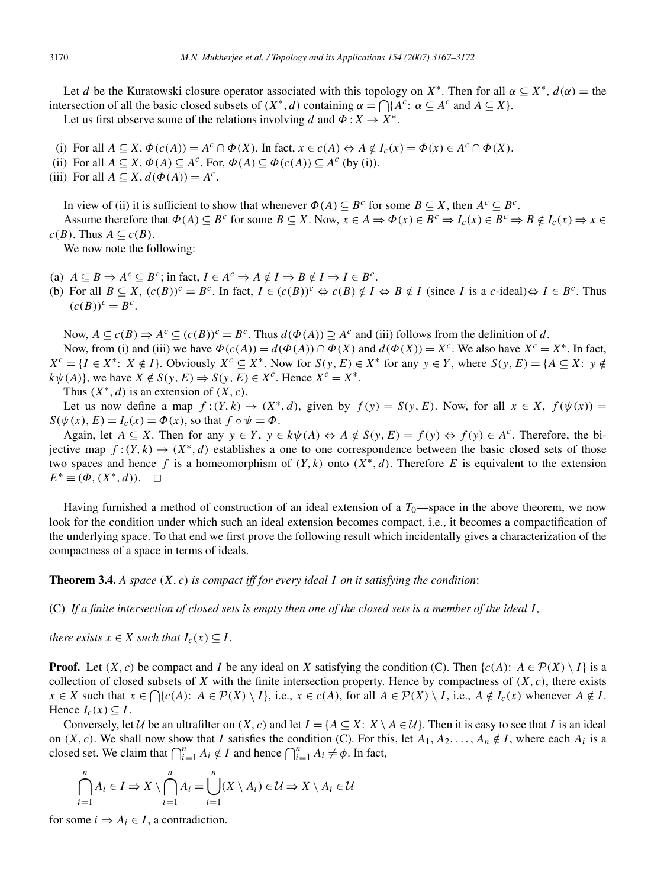Let $d$ be the Kuratowski closure operator associated with this topology on $X^*$. Then for all $\alpha \subseteq X^*$, $d(\alpha) =$ the intersection of all the basic closed subsets of $(X^*, d)$ containing $\alpha = \bigcap\{A^c\colon \alpha \subseteq A^c \text{ and } A \subseteq X\}$.

Let us first observe some of the relations involving $d$ and $\Phi : X \to X^*$.

(i) For all $A \subseteq X$, $\Phi(c(A)) = A^c \cap \Phi(X)$. In fact, $x \in c(A) \Leftrightarrow A \notin I_c(x) = \Phi(x) \in A^c \cap \Phi(X)$.

(ii) For all $A \subseteq X$, $\Phi(A) \subseteq A^c$. For, $\Phi(A) \subseteq \Phi(c(A)) \subseteq A^c$ (by (i)).

(iii) For all $A \subseteq X$, $d(\Phi(A)) = A^c$.

In view of (ii) it is sufficient to show that whenever $\Phi(A) \subseteq B^c$ for some $B \subseteq X$, then $A^c \subseteq B^c$.

Assume therefore that $\Phi(A) \subseteq B^c$ for some $B \subseteq X$. Now, $x \in A \Rightarrow \Phi(x) \in B^c \Rightarrow I_c(x) \in B^c \Rightarrow B \notin I_c(x) \Rightarrow x \in c(B)$. Thus $A \subseteq c(B)$.

We now note the following:

(a) $A \subseteq B \Rightarrow A^c \subseteq B^c$; in fact, $I \in A^c \Rightarrow A \notin I \Rightarrow B \notin I \Rightarrow I \in B^c$.

(b) For all $B \subseteq X$, $(c(B))^c = B^c$. In fact, $I \in (c(B))^c \Leftrightarrow c(B) \notin I \Leftrightarrow B \notin I$ (since $I$ is a $c$-ideal)$\Leftrightarrow I \in B^c$. Thus $(c(B))^c = B^c$.

Now, $A \subseteq c(B) \Rightarrow A^c \subseteq (c(B))^c = B^c$. Thus $d(\Phi(A)) \supseteq A^c$ and (iii) follows from the definition of $d$.

Now, from (i) and (iii) we have $\Phi(c(A)) = d(\Phi(A)) \cap \Phi(X)$ and $d(\Phi(X)) = X^c$. We also have $X^c = X^*$. In fact, $X^c = \{I \in X^*\colon X \notin I\}$. Obviously $X^c \subseteq X^*$. Now for $S(y, E) \in X^*$ for any $y \in Y$, where $S(y, E) = \{A \subseteq X\colon y \notin k\psi(A)\}$, we have $X \notin S(y, E) \Rightarrow S(y, E) \in X^c$. Hence $X^c = X^*$.

Thus $(X^*, d)$ is an extension of $(X, c)$.

Let us now define a map $f : (Y, k) \to (X^*, d)$, given by $f(y) = S(y, E)$. Now, for all $x \in X$, $f(\psi(x)) = S(\psi(x), E) = I_c(x) = \Phi(x)$, so that $f \circ \psi = \Phi$.

Again, let $A \subseteq X$. Then for any $y \in Y$, $y \in k\psi(A) \Leftrightarrow A \notin S(y, E) = f(y) \Leftrightarrow f(y) \in A^c$. Therefore, the bijective map $f : (Y, k) \to (X^*, d)$ establishes a one to one correspondence between the basic closed sets of those two spaces and hence $f$ is a homeomorphism of $(Y, k)$ onto $(X^*, d)$. Therefore $E$ is equivalent to the extension $E^* \equiv (\Phi, (X^*, d))$. $\square$

Having furnished a method of construction of an ideal extension of a $T_0$—space in the above theorem, we now look for the condition under which such an ideal extension becomes compact, i.e., it becomes a compactification of the underlying space. To that end we first prove the following result which incidentally gives a characterization of the compactness of a space in terms of ideals.

**Theorem 3.4.** *A space $(X, c)$ is compact iff for every ideal $I$ on it satisfying the condition*:

(C) *If a finite intersection of closed sets is empty then one of the closed sets is a member of the ideal $I$,*

*there exists $x \in X$ such that $I_c(x) \subseteq I$.*

**Proof.** Let $(X, c)$ be compact and $I$ be any ideal on $X$ satisfying the condition (C). Then $\{c(A)\colon A \in \mathcal{P}(X) \setminus I\}$ is a collection of closed subsets of $X$ with the finite intersection property. Hence by compactness of $(X, c)$, there exists $x \in X$ such that $x \in \bigcap\{c(A)\colon A \in \mathcal{P}(X) \setminus I\}$, i.e., $x \in c(A)$, for all $A \in \mathcal{P}(X) \setminus I$, i.e., $A \notin I_c(x)$ whenever $A \notin I$. Hence $I_c(x) \subseteq I$.

Conversely, let $\mathcal{U}$ be an ultrafilter on $(X, c)$ and let $I = \{A \subseteq X\colon X \setminus A \in \mathcal{U}\}$. Then it is easy to see that $I$ is an ideal on $(X, c)$. We shall now show that $I$ satisfies the condition (C). For this, let $A_1, A_2, \ldots, A_n \notin I$, where each $A_i$ is a closed set. We claim that $\bigcap_{i=1}^n A_i \notin I$ and hence $\bigcap_{i=1}^n A_i \neq \phi$. In fact,

$$\bigcap_{i=1}^n A_i \in I \Rightarrow X \setminus \bigcap_{i=1}^n A_i = \bigcup_{i=1}^n (X \setminus A_i) \in \mathcal{U} \Rightarrow X \setminus A_i \in \mathcal{U}$$

for some $i \Rightarrow A_i \in I$, a contradiction.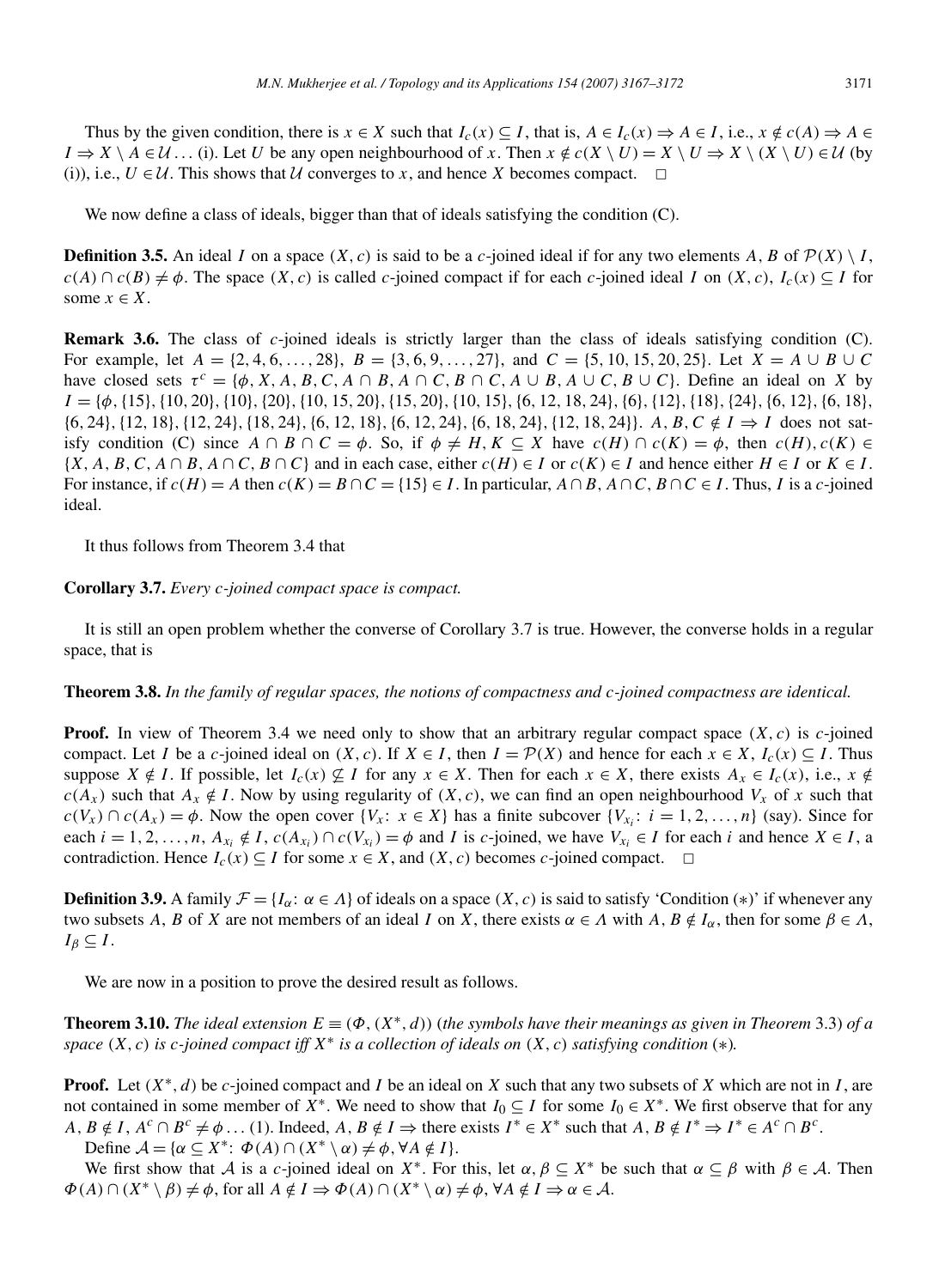Thus by the given condition, there is $x \in X$ such that $I_c(x) \subseteq I$, that is, $A \in I_c(x) \Rightarrow A \in I$, i.e., $x \notin c(A) \Rightarrow A \in I \Rightarrow X \setminus A \in \mathcal{U} \ldots$ (i). Let $U$ be any open neighbourhood of $x$. Then $x \notin c(X \setminus U) = X \setminus U \Rightarrow X \setminus (X \setminus U) \in \mathcal{U}$ (by (i)), i.e., $U \in \mathcal{U}$. This shows that $\mathcal{U}$ converges to $x$, and hence $X$ becomes compact. $\square$

We now define a class of ideals, bigger than that of ideals satisfying the condition (C).

**Definition 3.5.** An ideal $I$ on a space $(X, c)$ is said to be a $c$-joined ideal if for any two elements $A, B$ of $\mathcal{P}(X) \setminus I$, $c(A) \cap c(B) \neq \phi$. The space $(X, c)$ is called $c$-joined compact if for each $c$-joined ideal $I$ on $(X, c)$, $I_c(x) \subseteq I$ for some $x \in X$.

**Remark 3.6.** The class of $c$-joined ideals is strictly larger than the class of ideals satisfying condition (C). For example, let $A = \{2, 4, 6, \ldots, 28\}$, $B = \{3, 6, 9, \ldots, 27\}$, and $C = \{5, 10, 15, 20, 25\}$. Let $X = A \cup B \cup C$ have closed sets $\tau^c = \{\phi, X, A, B, C, A \cap B, A \cap C, B \cap C, A \cup B, A \cup C, B \cup C\}$. Define an ideal on $X$ by $I = \{\phi, \{15\}, \{10, 20\}, \{10\}, \{20\}, \{10, 15, 20\}, \{15, 20\}, \{10, 15\}, \{6, 12, 18, 24\}, \{6\}, \{12\}, \{18\}, \{24\}, \{6, 12\}, \{6, 18\}, \{6, 24\}, \{12, 18\}, \{12, 24\}, \{18, 24\}, \{6, 12, 18\}, \{6, 12, 24\}, \{6, 18, 24\}, \{12, 18, 24\}\}$. $A, B, C \notin I \Rightarrow I$ does not satisfy condition (C) since $A \cap B \cap C = \phi$. So, if $\phi \neq H, K \subseteq X$ have $c(H) \cap c(K) = \phi$, then $c(H), c(K) \in \{X, A, B, C, A \cap B, A \cap C, B \cap C\}$ and in each case, either $c(H) \in I$ or $c(K) \in I$ and hence either $H \in I$ or $K \in I$. For instance, if $c(H) = A$ then $c(K) = B \cap C = \{15\} \in I$. In particular, $A \cap B, A \cap C, B \cap C \in I$. Thus, $I$ is a $c$-joined ideal.

It thus follows from Theorem 3.4 that

**Corollary 3.7.** *Every $c$-joined compact space is compact.*

It is still an open problem whether the converse of Corollary 3.7 is true. However, the converse holds in a regular space, that is

**Theorem 3.8.** *In the family of regular spaces, the notions of compactness and $c$-joined compactness are identical.*

**Proof.** In view of Theorem 3.4 we need only to show that an arbitrary regular compact space $(X, c)$ is $c$-joined compact. Let $I$ be a $c$-joined ideal on $(X, c)$. If $X \in I$, then $I = \mathcal{P}(X)$ and hence for each $x \in X$, $I_c(x) \subseteq I$. Thus suppose $X \notin I$. If possible, let $I_c(x) \nsubseteq I$ for any $x \in X$. Then for each $x \in X$, there exists $A_x \in I_c(x)$, i.e., $x \notin c(A_x)$ such that $A_x \notin I$. Now by using regularity of $(X, c)$, we can find an open neighbourhood $V_x$ of $x$ such that $c(V_x) \cap c(A_x) = \phi$. Now the open cover $\{V_x \colon x \in X\}$ has a finite subcover $\{V_{x_i} \colon i = 1, 2, \ldots, n\}$ (say). Since for each $i = 1, 2, \ldots, n$, $A_{x_i} \notin I$, $c(A_{x_i}) \cap c(V_{x_i}) = \phi$ and $I$ is $c$-joined, we have $V_{x_i} \in I$ for each $i$ and hence $X \in I$, a contradiction. Hence $I_c(x) \subseteq I$ for some $x \in X$, and $(X, c)$ becomes $c$-joined compact. $\square$

**Definition 3.9.** A family $\mathcal{F} = \{I_\alpha \colon \alpha \in \Lambda\}$ of ideals on a space $(X, c)$ is said to satisfy 'Condition $(*)$' if whenever any two subsets $A, B$ of $X$ are not members of an ideal $I$ on $X$, there exists $\alpha \in \Lambda$ with $A, B \notin I_\alpha$, then for some $\beta \in \Lambda$, $I_\beta \subseteq I$.

We are now in a position to prove the desired result as follows.

**Theorem 3.10.** *The ideal extension $E \equiv (\Phi, (X^*, d))$ (the symbols have their meanings as given in Theorem 3.3) of a space $(X, c)$ is $c$-joined compact iff $X^*$ is a collection of ideals on $(X, c)$ satisfying condition $(*)$.*

**Proof.** Let $(X^*, d)$ be $c$-joined compact and $I$ be an ideal on $X$ such that any two subsets of $X$ which are not in $I$, are not contained in some member of $X^*$. We need to show that $I_0 \subseteq I$ for some $I_0 \in X^*$. We first observe that for any $A, B \notin I$, $A^c \cap B^c \neq \phi \ldots$ (1). Indeed, $A, B \notin I \Rightarrow$ there exists $I^* \in X^*$ such that $A, B \notin I^* \Rightarrow I^* \in A^c \cap B^c$.

Define $\mathcal{A} = \{\alpha \subseteq X^* \colon \Phi(A) \cap (X^* \setminus \alpha) \neq \phi, \forall A \notin I\}$.

We first show that $\mathcal{A}$ is a $c$-joined ideal on $X^*$. For this, let $\alpha, \beta \subseteq X^*$ be such that $\alpha \subseteq \beta$ with $\beta \in \mathcal{A}$. Then $\Phi(A) \cap (X^* \setminus \beta) \neq \phi$, for all $A \notin I \Rightarrow \Phi(A) \cap (X^* \setminus \alpha) \neq \phi$, $\forall A \notin I \Rightarrow \alpha \in \mathcal{A}$.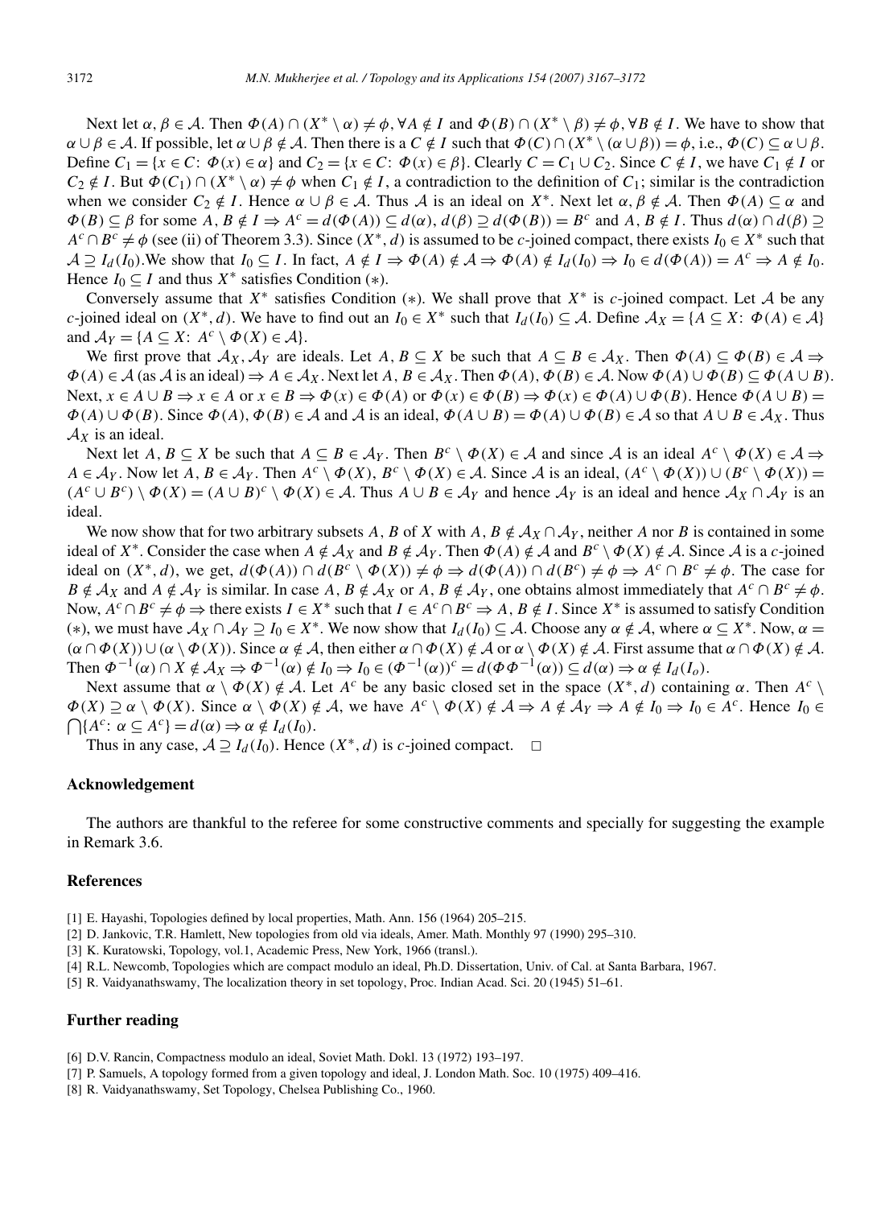Next let $\alpha, \beta \in \mathcal{A}$. Then $\Phi(A) \cap (X^* \setminus \alpha) \neq \phi, \forall A \notin I$ and $\Phi(B) \cap (X^* \setminus \beta) \neq \phi, \forall B \notin I$. We have to show that $\alpha \cup \beta \in \mathcal{A}$. If possible, let $\alpha \cup \beta \notin \mathcal{A}$. Then there is a $C \notin I$ such that $\Phi(C) \cap (X^* \setminus (\alpha \cup \beta)) = \phi$, i.e., $\Phi(C) \subseteq \alpha \cup \beta$. Define $C_1 = \{x \in C\colon \Phi(x) \in \alpha\}$ and $C_2 = \{x \in C\colon \Phi(x) \in \beta\}$. Clearly $C = C_1 \cup C_2$. Since $C \notin I$, we have $C_1 \notin I$ or $C_2 \notin I$. But $\Phi(C_1) \cap (X^* \setminus \alpha) \neq \phi$ when $C_1 \notin I$, a contradiction to the definition of $C_1$; similar is the contradiction when we consider $C_2 \notin I$. Hence $\alpha \cup \beta \in \mathcal{A}$. Thus $\mathcal{A}$ is an ideal on $X^*$. Next let $\alpha, \beta \notin \mathcal{A}$. Then $\Phi(A) \subseteq \alpha$ and $\Phi(B) \subseteq \beta$ for some $A, B \notin I \Rightarrow A^c = d(\Phi(A)) \subseteq d(\alpha)$, $d(\beta) \supseteq d(\Phi(B)) = B^c$ and $A, B \notin I$. Thus $d(\alpha) \cap d(\beta) \supseteq A^c \cap B^c \neq \phi$ (see (ii) of Theorem 3.3). Since $(X^*, d)$ is assumed to be $c$-joined compact, there exists $I_0 \in X^*$ such that $\mathcal{A} \supseteq I_d(I_0)$.We show that $I_0 \subseteq I$. In fact, $A \notin I \Rightarrow \Phi(A) \notin \mathcal{A} \Rightarrow \Phi(A) \notin I_d(I_0) \Rightarrow I_0 \in d(\Phi(A)) = A^c \Rightarrow A \notin I_0$. Hence $I_0 \subseteq I$ and thus $X^*$ satisfies Condition $(*)$.

Conversely assume that $X^*$ satisfies Condition $(*)$. We shall prove that $X^*$ is $c$-joined compact. Let $\mathcal{A}$ be any $c$-joined ideal on $(X^*, d)$. We have to find out an $I_0 \in X^*$ such that $I_d(I_0) \subseteq \mathcal{A}$. Define $\mathcal{A}_X = \{A \subseteq X\colon \Phi(A) \in \mathcal{A}\}$ and $\mathcal{A}_Y = \{A \subseteq X\colon A^c \setminus \Phi(X) \in \mathcal{A}\}$.

We first prove that $\mathcal{A}_X, \mathcal{A}_Y$ are ideals. Let $A, B \subseteq X$ be such that $A \subseteq B \in \mathcal{A}_X$. Then $\Phi(A) \subseteq \Phi(B) \in \mathcal{A} \Rightarrow \Phi(A) \in \mathcal{A}$ (as $\mathcal{A}$ is an ideal) $\Rightarrow A \in \mathcal{A}_X$. Next let $A, B \in \mathcal{A}_X$. Then $\Phi(A), \Phi(B) \in \mathcal{A}$. Now $\Phi(A) \cup \Phi(B) \subseteq \Phi(A \cup B)$. Next, $x \in A \cup B \Rightarrow x \in A$ or $x \in B \Rightarrow \Phi(x) \in \Phi(A)$ or $\Phi(x) \in \Phi(B) \Rightarrow \Phi(x) \in \Phi(A) \cup \Phi(B)$. Hence $\Phi(A \cup B) = \Phi(A) \cup \Phi(B)$. Since $\Phi(A), \Phi(B) \in \mathcal{A}$ and $\mathcal{A}$ is an ideal, $\Phi(A \cup B) = \Phi(A) \cup \Phi(B) \in \mathcal{A}$ so that $A \cup B \in \mathcal{A}_X$. Thus $\mathcal{A}_X$ is an ideal.

Next let $A, B \subseteq X$ be such that $A \subseteq B \in \mathcal{A}_Y$. Then $B^c \setminus \Phi(X) \in \mathcal{A}$ and since $\mathcal{A}$ is an ideal $A^c \setminus \Phi(X) \in \mathcal{A} \Rightarrow A \in \mathcal{A}_Y$. Now let $A, B \in \mathcal{A}_Y$. Then $A^c \setminus \Phi(X)$, $B^c \setminus \Phi(X) \in \mathcal{A}$. Since $\mathcal{A}$ is an ideal, $(A^c \setminus \Phi(X)) \cup (B^c \setminus \Phi(X)) = (A^c \cup B^c) \setminus \Phi(X) = (A \cup B)^c \setminus \Phi(X) \in \mathcal{A}$. Thus $A \cup B \in \mathcal{A}_Y$ and hence $\mathcal{A}_Y$ is an ideal and hence $\mathcal{A}_X \cap \mathcal{A}_Y$ is an ideal.

We now show that for two arbitrary subsets $A, B$ of $X$ with $A, B \notin \mathcal{A}_X \cap \mathcal{A}_Y$, neither $A$ nor $B$ is contained in some ideal of $X^*$. Consider the case when $A \notin \mathcal{A}_X$ and $B \notin \mathcal{A}_Y$. Then $\Phi(A) \notin \mathcal{A}$ and $B^c \setminus \Phi(X) \notin \mathcal{A}$. Since $\mathcal{A}$ is a $c$-joined ideal on $(X^*, d)$, we get, $d(\Phi(A)) \cap d(B^c \setminus \Phi(X)) \neq \phi \Rightarrow d(\Phi(A)) \cap d(B^c) \neq \phi \Rightarrow A^c \cap B^c \neq \phi$. The case for $B \notin \mathcal{A}_X$ and $A \notin \mathcal{A}_Y$ is similar. In case $A, B \notin \mathcal{A}_X$ or $A, B \notin \mathcal{A}_Y$, one obtains almost immediately that $A^c \cap B^c \neq \phi$. Now, $A^c \cap B^c \neq \phi \Rightarrow$ there exists $I \in X^*$ such that $I \in A^c \cap B^c \Rightarrow A, B \notin I$. Since $X^*$ is assumed to satisfy Condition $(*)$, we must have $\mathcal{A}_X \cap \mathcal{A}_Y \supseteq I_0 \in X^*$. We now show that $I_d(I_0) \subseteq \mathcal{A}$. Choose any $\alpha \notin \mathcal{A}$, where $\alpha \subseteq X^*$. Now, $\alpha = (\alpha \cap \Phi(X)) \cup (\alpha \setminus \Phi(X))$. Since $\alpha \notin \mathcal{A}$, then either $\alpha \cap \Phi(X) \notin \mathcal{A}$ or $\alpha \setminus \Phi(X) \notin \mathcal{A}$. First assume that $\alpha \cap \Phi(X) \notin \mathcal{A}$. Then $\Phi^{-1}(\alpha) \cap X \notin \mathcal{A}_X \Rightarrow \Phi^{-1}(\alpha) \notin I_0 \Rightarrow I_0 \in (\Phi^{-1}(\alpha))^c = d(\Phi\Phi^{-1}(\alpha)) \subseteq d(\alpha) \Rightarrow \alpha \notin I_d(I_o)$.

Next assume that $\alpha \setminus \Phi(X) \notin \mathcal{A}$. Let $A^c$ be any basic closed set in the space $(X^*, d)$ containing $\alpha$. Then $A^c \setminus \Phi(X) \supseteq \alpha \setminus \Phi(X)$. Since $\alpha \setminus \Phi(X) \notin \mathcal{A}$, we have $A^c \setminus \Phi(X) \notin \mathcal{A} \Rightarrow A \notin \mathcal{A}_Y \Rightarrow A \notin I_0 \Rightarrow I_0 \in A^c$. Hence $I_0 \in \bigcap\{A^c\colon \alpha \subseteq A^c\} = d(\alpha) \Rightarrow \alpha \notin I_d(I_0)$.

Thus in any case, $\mathcal{A} \supseteq I_d(I_0)$. Hence $(X^*, d)$ is $c$-joined compact. $\square$

## Acknowledgement

The authors are thankful to the referee for some constructive comments and specially for suggesting the example in Remark 3.6.

## References

[1] E. Hayashi, Topologies defined by local properties, Math. Ann. 156 (1964) 205–215.

[2] D. Jankovic, T.R. Hamlett, New topologies from old via ideals, Amer. Math. Monthly 97 (1990) 295–310.

[3] K. Kuratowski, Topology, vol.1, Academic Press, New York, 1966 (transl.).

[4] R.L. Newcomb, Topologies which are compact modulo an ideal, Ph.D. Dissertation, Univ. of Cal. at Santa Barbara, 1967.

[5] R. Vaidyanathswamy, The localization theory in set topology, Proc. Indian Acad. Sci. 20 (1945) 51–61.

## Further reading

[6] D.V. Rancin, Compactness modulo an ideal, Soviet Math. Dokl. 13 (1972) 193–197.

[7] P. Samuels, A topology formed from a given topology and ideal, J. London Math. Soc. 10 (1975) 409–416.

[8] R. Vaidyanathswamy, Set Topology, Chelsea Publishing Co., 1960.